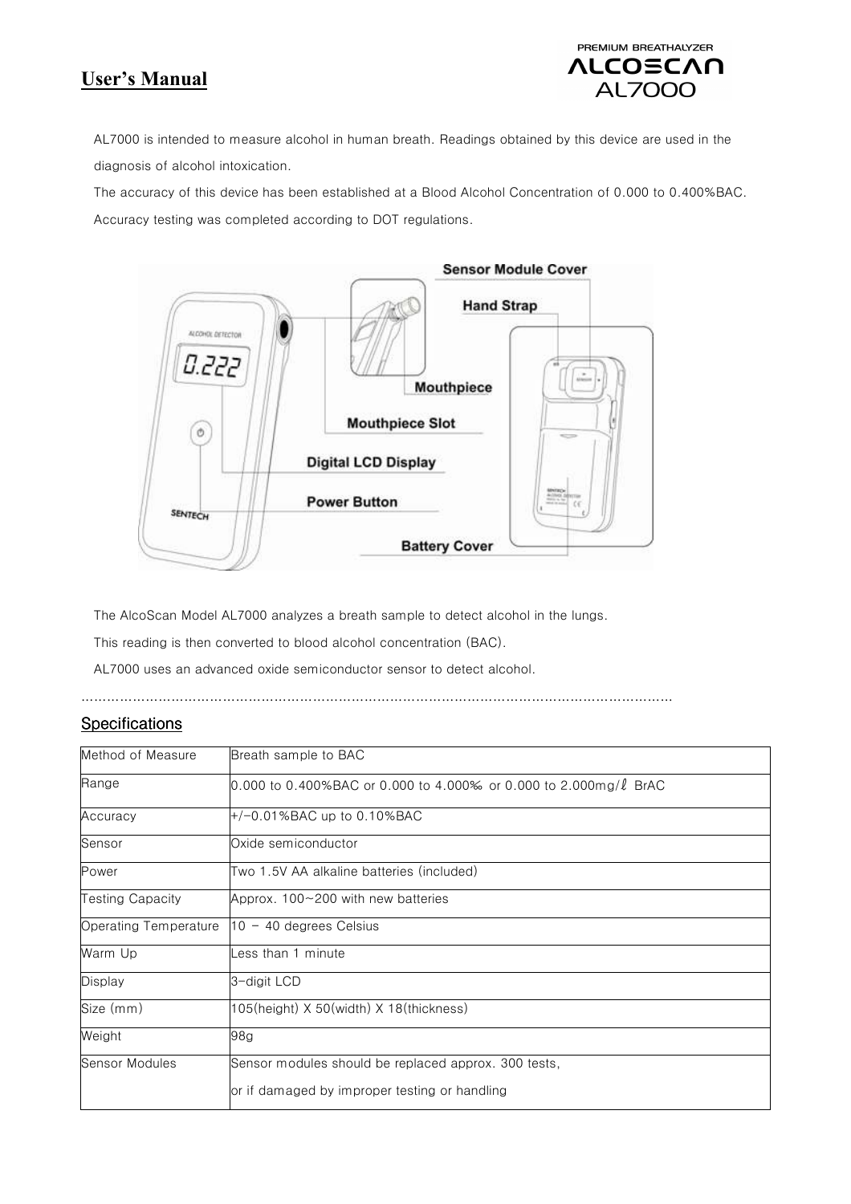# User's Manual

PREMIUM BREATHALYZER
ALCOSCAN
AL7000

AL7000 is intended to measure alcohol in human breath. Readings obtained by this device are used in the diagnosis of alcohol intoxication.

The accuracy of this device has been established at a Blood Alcohol Concentration of 0.000 to 0.400%BAC. Accuracy testing was completed according to DOT regulations.

The AlcoScan Model AL7000 analyzes a breath sample to detect alcohol in the lungs.

This reading is then converted to blood alcohol concentration (BAC).

AL7000 uses an advanced oxide semiconductor sensor to detect alcohol.

## Specifications

| Method of Measure | Breath sample to BAC |
|---|---|
| Range | 0.000 to 0.400%BAC or 0.000 to 4.000‰ or 0.000 to 2.000mg/ℓ BrAC |
| Accuracy | +/-0.01%BAC up to 0.10%BAC |
| Sensor | Oxide semiconductor |
| Power | Two 1.5V AA alkaline batteries (included) |
| Testing Capacity | Approx. 100~200 with new batteries |
| Operating Temperature | 10 – 40 degrees Celsius |
| Warm Up | Less than 1 minute |
| Display | 3-digit LCD |
| Size (mm) | 105(height) X 50(width) X 18(thickness) |
| Weight | 98g |
| Sensor Modules | Sensor modules should be replaced approx. 300 tests, or if damaged by improper testing or handling |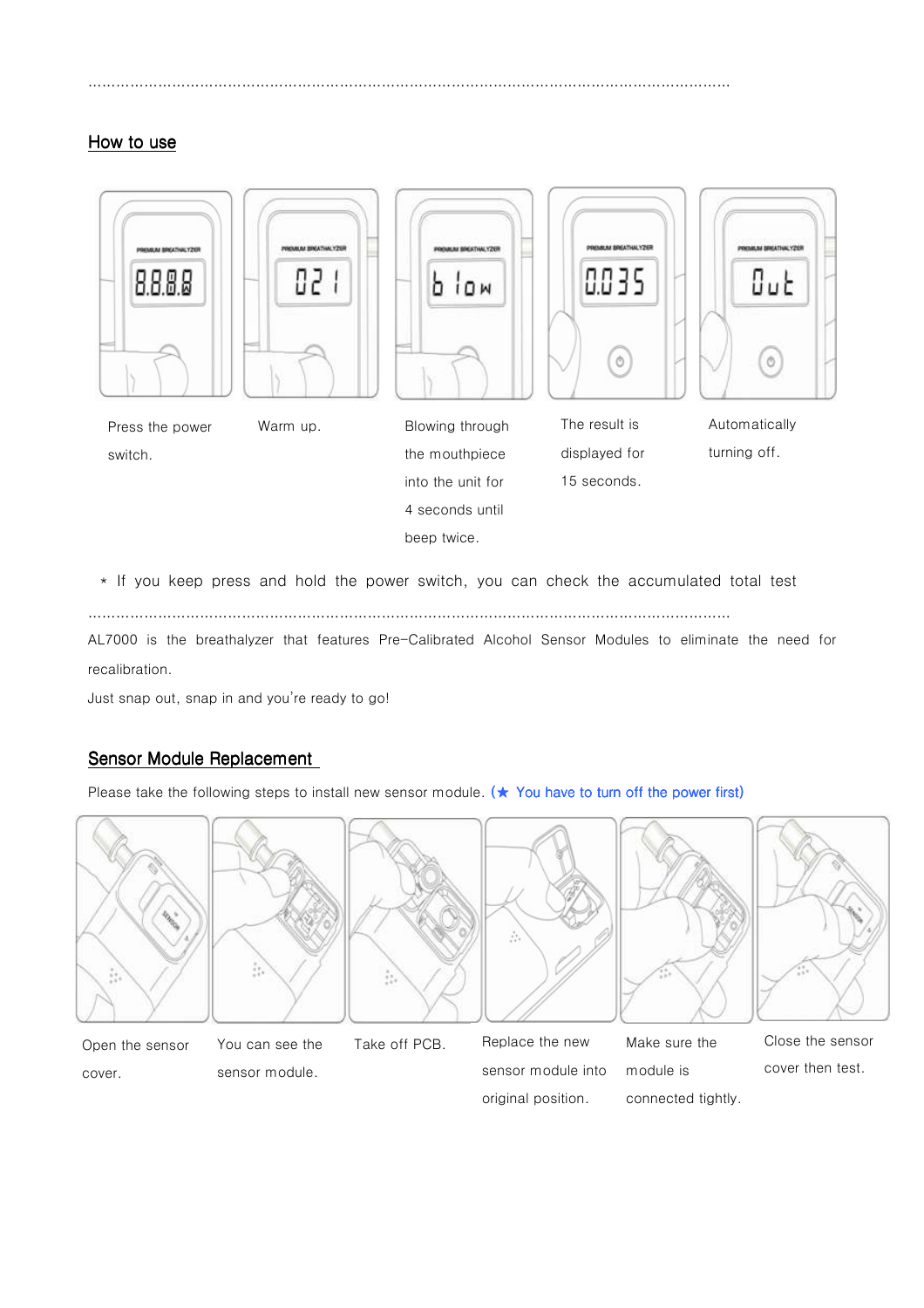## How to use

Press the power switch.

Warm up.

Blowing through the mouthpiece into the unit for 4 seconds until beep twice.

The result is displayed for 15 seconds.

Automatically turning off.

* If you keep press and hold the power switch, you can check the accumulated total test

AL7000 is the breathalyzer that features Pre-Calibrated Alcohol Sensor Modules to eliminate the need for recalibration.

Just snap out, snap in and you're ready to go!

## Sensor Module Replacement

Please take the following steps to install new sensor module. (★ You have to turn off the power first)

Open the sensor cover.

You can see the sensor module.

Take off PCB.

Replace the new sensor module into original position.

Make sure the module is connected tightly.

Close the sensor cover then test.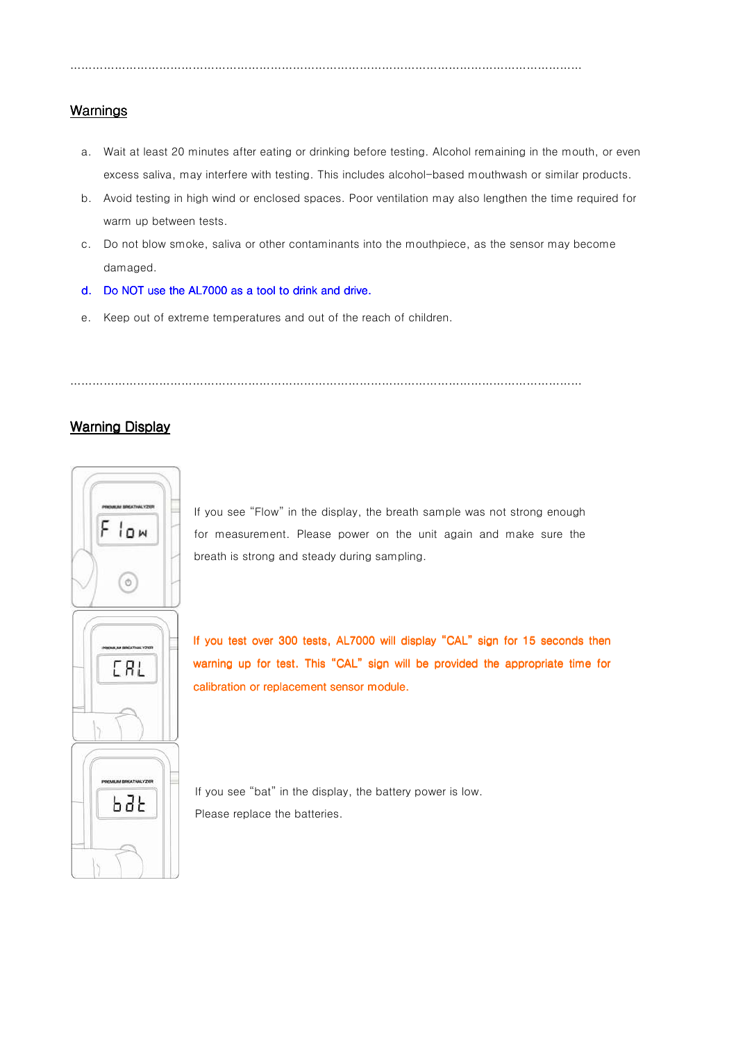## Warnings

a. Wait at least 20 minutes after eating or drinking before testing. Alcohol remaining in the mouth, or even excess saliva, may interfere with testing. This includes alcohol-based mouthwash or similar products.

b. Avoid testing in high wind or enclosed spaces. Poor ventilation may also lengthen the time required for warm up between tests.

c. Do not blow smoke, saliva or other contaminants into the mouthpiece, as the sensor may become damaged.

d. Do NOT use the AL7000 as a tool to drink and drive.

e. Keep out of extreme temperatures and out of the reach of children.

## Warning Display

If you see “Flow” in the display, the breath sample was not strong enough for measurement. Please power on the unit again and make sure the breath is strong and steady during sampling.

If you test over 300 tests, AL7000 will display “CAL” sign for 15 seconds then warning up for test. This “CAL” sign will be provided the appropriate time for calibration or replacement sensor module.

If you see “bat” in the display, the battery power is low. Please replace the batteries.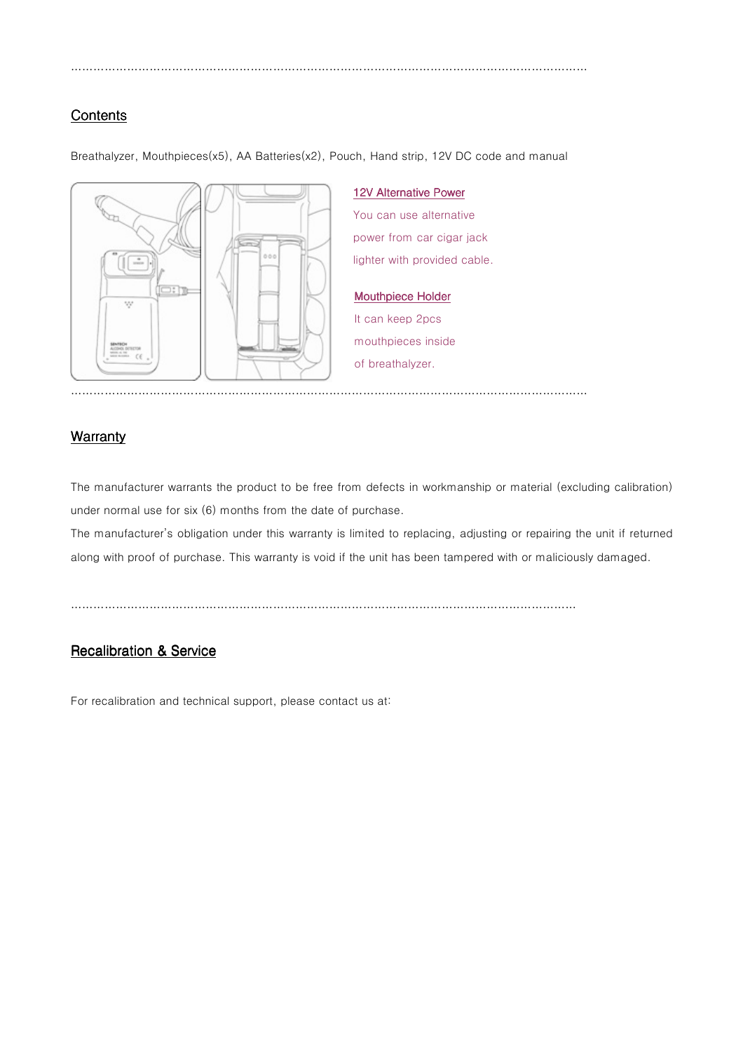## Contents

Breathalyzer, Mouthpieces(x5), AA Batteries(x2), Pouch, Hand strip, 12V DC code and manual

### 12V Alternative Power

You can use alternative power from car cigar jack lighter with provided cable.

### Mouthpiece Holder

It can keep 2pcs mouthpieces inside of breathalyzer.

## Warranty

The manufacturer warrants the product to be free from defects in workmanship or material (excluding calibration) under normal use for six (6) months from the date of purchase.

The manufacturer's obligation under this warranty is limited to replacing, adjusting or repairing the unit if returned along with proof of purchase. This warranty is void if the unit has been tampered with or maliciously damaged.

## Recalibration & Service

For recalibration and technical support, please contact us at: